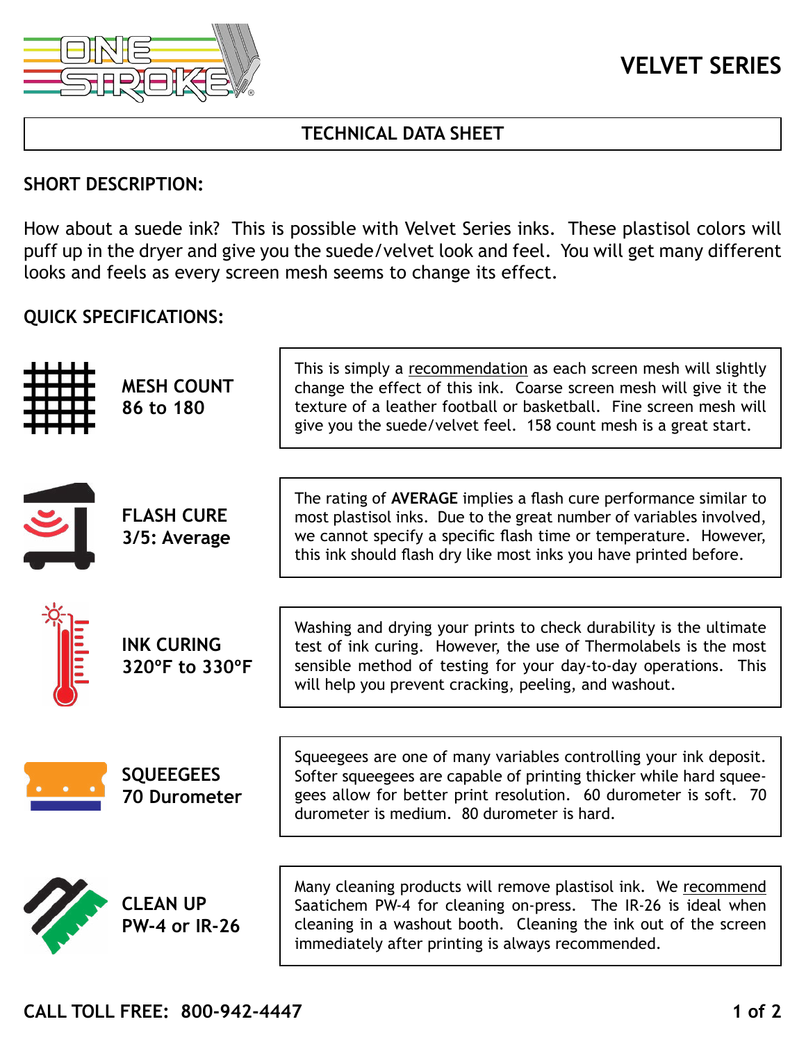# VELVET SERIES

## TECHNICAL DATA SHEET

### SHORT DESCRIPTION:

How about a suede ink? This is possible with Velvet Series inks. These plastisol colors will puff up in the dryer and give you the suede/velvet look and feel. You will get many different looks and feels as every screen mesh seems to change its effect.

### QUICK SPECIFICATIONS:

**MESH COUNT**
**86 to 180**

This is simply a recommendation as each screen mesh will slightly change the effect of this ink. Coarse screen mesh will give it the texture of a leather football or basketball. Fine screen mesh will give you the suede/velvet feel. 158 count mesh is a great start.

**FLASH CURE**
**3/5: Average**

The rating of **AVERAGE** implies a flash cure performance similar to most plastisol inks. Due to the great number of variables involved, we cannot specify a specific flash time or temperature. However, this ink should flash dry like most inks you have printed before.

**INK CURING**
**320°F to 330°F**

Washing and drying your prints to check durability is the ultimate test of ink curing. However, the use of Thermolabels is the most sensible method of testing for your day-to-day operations. This will help you prevent cracking, peeling, and washout.

**SQUEEGEES**
**70 Durometer**

Squeegees are one of many variables controlling your ink deposit. Softer squeegees are capable of printing thicker while hard squeegees allow for better print resolution. 60 durometer is soft. 70 durometer is medium. 80 durometer is hard.

**CLEAN UP**
**PW-4 or IR-26**

Many cleaning products will remove plastisol ink. We recommend Saatichem PW-4 for cleaning on-press. The IR-26 is ideal when cleaning in a washout booth. Cleaning the ink out of the screen immediately after printing is always recommended.

**CALL TOLL FREE: 800-942-4447**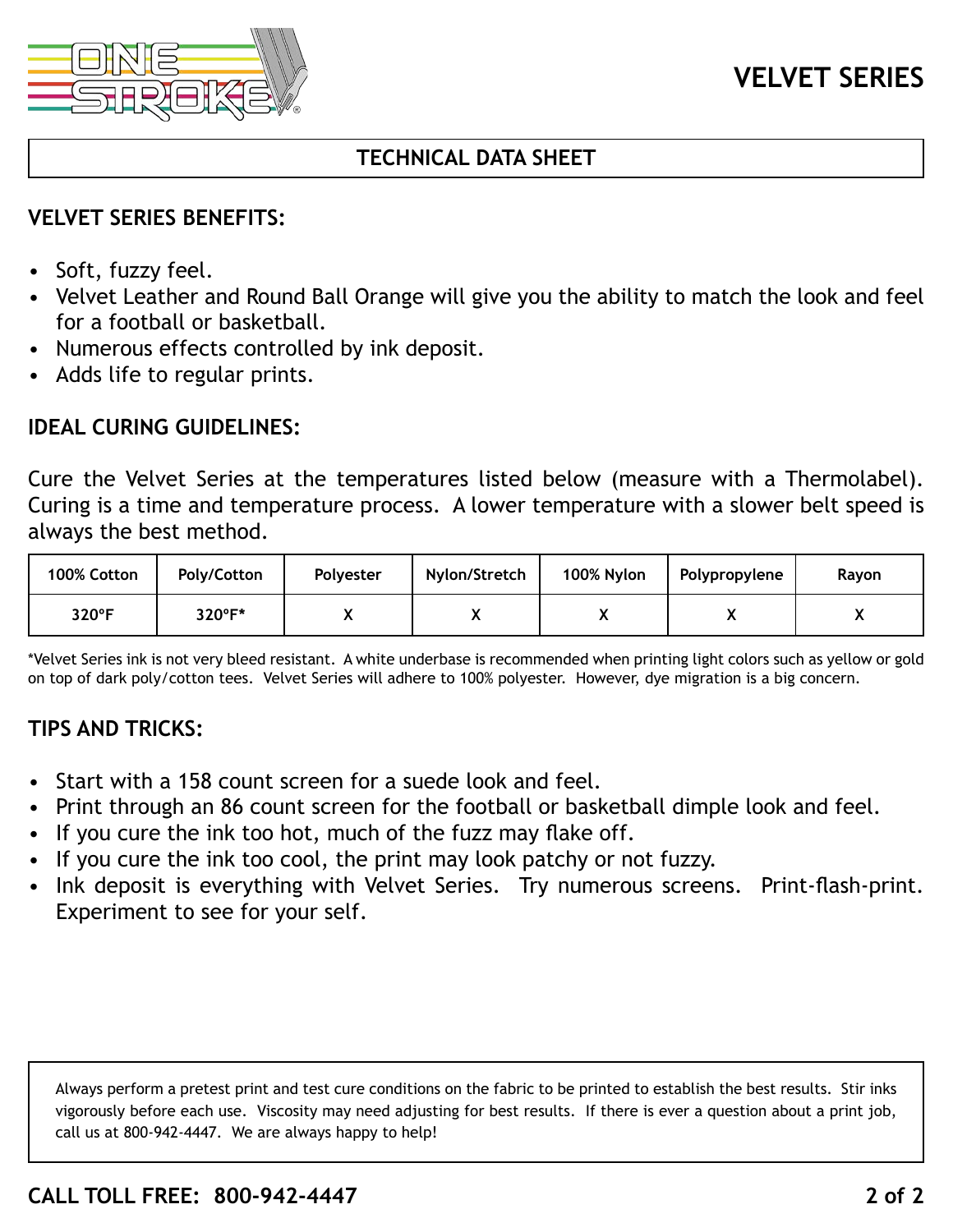# VELVET SERIES

## TECHNICAL DATA SHEET

### VELVET SERIES BENEFITS:

- Soft, fuzzy feel.
- Velvet Leather and Round Ball Orange will give you the ability to match the look and feel for a football or basketball.
- Numerous effects controlled by ink deposit.
- Adds life to regular prints.

### IDEAL CURING GUIDELINES:

Cure the Velvet Series at the temperatures listed below (measure with a Thermolabel). Curing is a time and temperature process. A lower temperature with a slower belt speed is always the best method.

| 100% Cotton | Poly/Cotton | Polyester | Nylon/Stretch | 100% Nylon | Polypropylene | Rayon |
|---|---|---|---|---|---|---|
| 320°F | 320°F* | X | X | X | X | X |

*Velvet Series ink is not very bleed resistant. A white underbase is recommended when printing light colors such as yellow or gold on top of dark poly/cotton tees. Velvet Series will adhere to 100% polyester. However, dye migration is a big concern.

### TIPS AND TRICKS:

- Start with a 158 count screen for a suede look and feel.
- Print through an 86 count screen for the football or basketball dimple look and feel.
- If you cure the ink too hot, much of the fuzz may flake off.
- If you cure the ink too cool, the print may look patchy or not fuzzy.
- Ink deposit is everything with Velvet Series. Try numerous screens. Print-flash-print. Experiment to see for your self.

Always perform a pretest print and test cure conditions on the fabric to be printed to establish the best results. Stir inks vigorously before each use. Viscosity may need adjusting for best results. If there is ever a question about a print job, call us at 800-942-4447. We are always happy to help!

**CALL TOLL FREE: 800-942-4447**